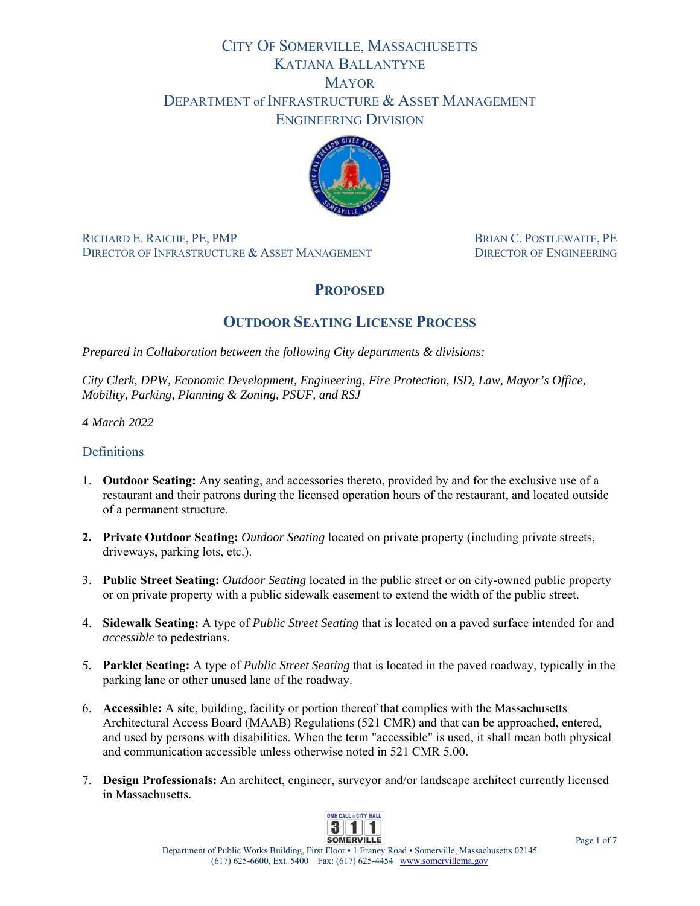# City Of Somerville, Massachusetts
## Katjana Ballantyne
## Mayor
## Department of Infrastructure & Asset Management
## Engineering Division

Richard E. Raiche, PE, PMP
Director of Infrastructure & Asset Management

Brian C. Postlewaite, PE
Director of Engineering

# Proposed

# Outdoor Seating License Process

*Prepared in Collaboration between the following City departments & divisions:*

*City Clerk, DPW, Economic Development, Engineering, Fire Protection, ISD, Law, Mayor's Office, Mobility, Parking, Planning & Zoning, PSUF, and RSJ*

*4 March 2022*

## Definitions

1. **Outdoor Seating:** Any seating, and accessories thereto, provided by and for the exclusive use of a restaurant and their patrons during the licensed operation hours of the restaurant, and located outside of a permanent structure.

2. **Private Outdoor Seating:** *Outdoor Seating* located on private property (including private streets, driveways, parking lots, etc.).

3. **Public Street Seating:** *Outdoor Seating* located in the public street or on city-owned public property or on private property with a public sidewalk easement to extend the width of the public street.

4. **Sidewalk Seating:** A type of *Public Street Seating* that is located on a paved surface intended for and *accessible* to pedestrians.

5. **Parklet Seating:** A type of *Public Street Seating* that is located in the paved roadway, typically in the parking lane or other unused lane of the roadway.

6. **Accessible:** A site, building, facility or portion thereof that complies with the Massachusetts Architectural Access Board (MAAB) Regulations (521 CMR) and that can be approached, entered, and used by persons with disabilities. When the term "accessible" is used, it shall mean both physical and communication accessible unless otherwise noted in 521 CMR 5.00.

7. **Design Professionals:** An architect, engineer, surveyor and/or landscape architect currently licensed in Massachusetts.

Department of Public Works Building, First Floor • 1 Franey Road • Somerville, Massachusetts 02145
(617) 625-6600, Ext. 5400 Fax: (617) 625-4454 www.somervillema.gov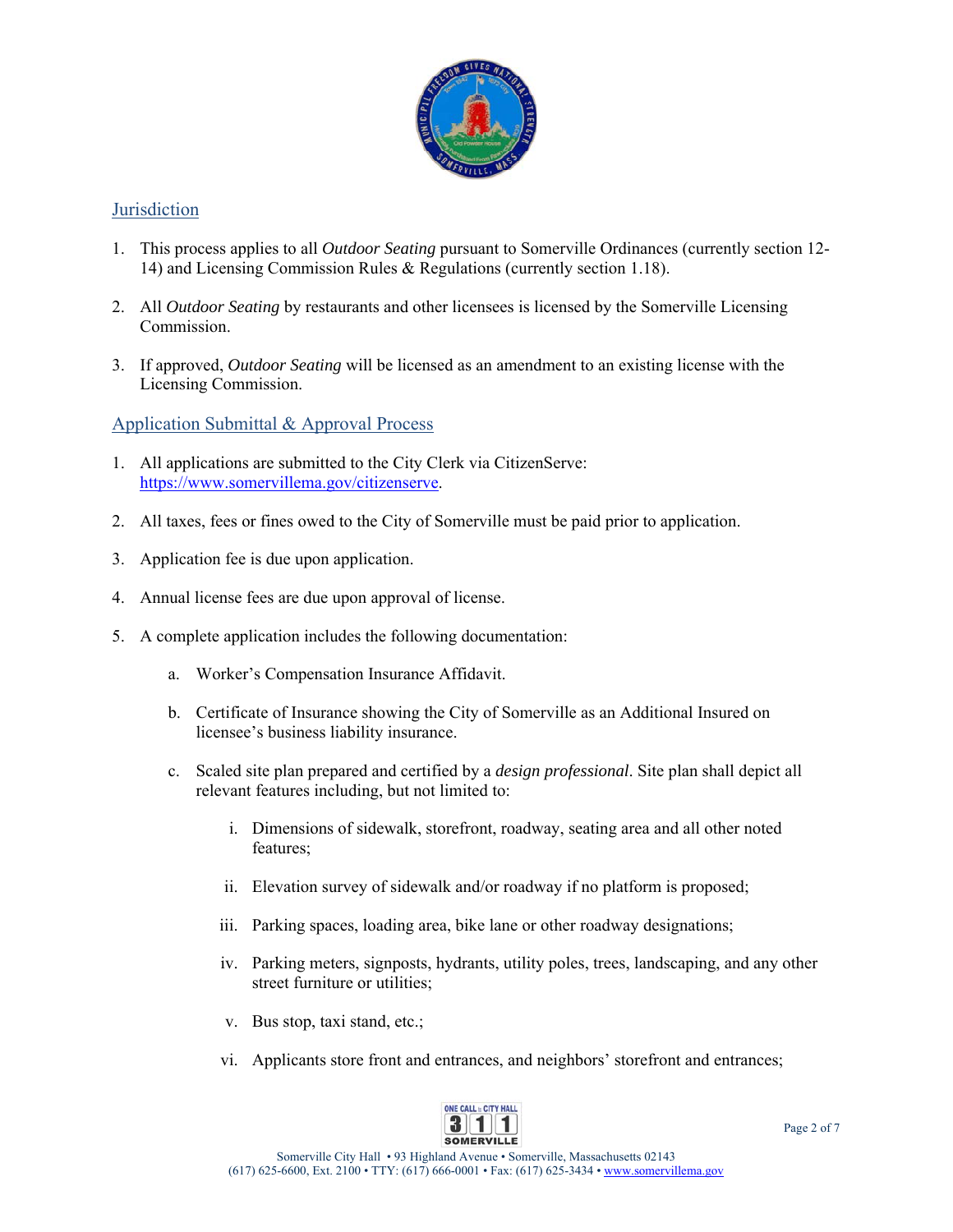## Jurisdiction

1. This process applies to all *Outdoor Seating* pursuant to Somerville Ordinances (currently section 12-14) and Licensing Commission Rules & Regulations (currently section 1.18).

2. All *Outdoor Seating* by restaurants and other licensees is licensed by the Somerville Licensing Commission.

3. If approved, *Outdoor Seating* will be licensed as an amendment to an existing license with the Licensing Commission.

## Application Submittal & Approval Process

1. All applications are submitted to the City Clerk via CitizenServe: https://www.somervillema.gov/citizenserve.

2. All taxes, fees or fines owed to the City of Somerville must be paid prior to application.

3. Application fee is due upon application.

4. Annual license fees are due upon approval of license.

5. A complete application includes the following documentation:

    a. Worker's Compensation Insurance Affidavit.

    b. Certificate of Insurance showing the City of Somerville as an Additional Insured on licensee's business liability insurance.

    c. Scaled site plan prepared and certified by a *design professional*. Site plan shall depict all relevant features including, but not limited to:

        i. Dimensions of sidewalk, storefront, roadway, seating area and all other noted features;

        ii. Elevation survey of sidewalk and/or roadway if no platform is proposed;

        iii. Parking spaces, loading area, bike lane or other roadway designations;

        iv. Parking meters, signposts, hydrants, utility poles, trees, landscaping, and any other street furniture or utilities;

        v. Bus stop, taxi stand, etc.;

        vi. Applicants store front and entrances, and neighbors' storefront and entrances;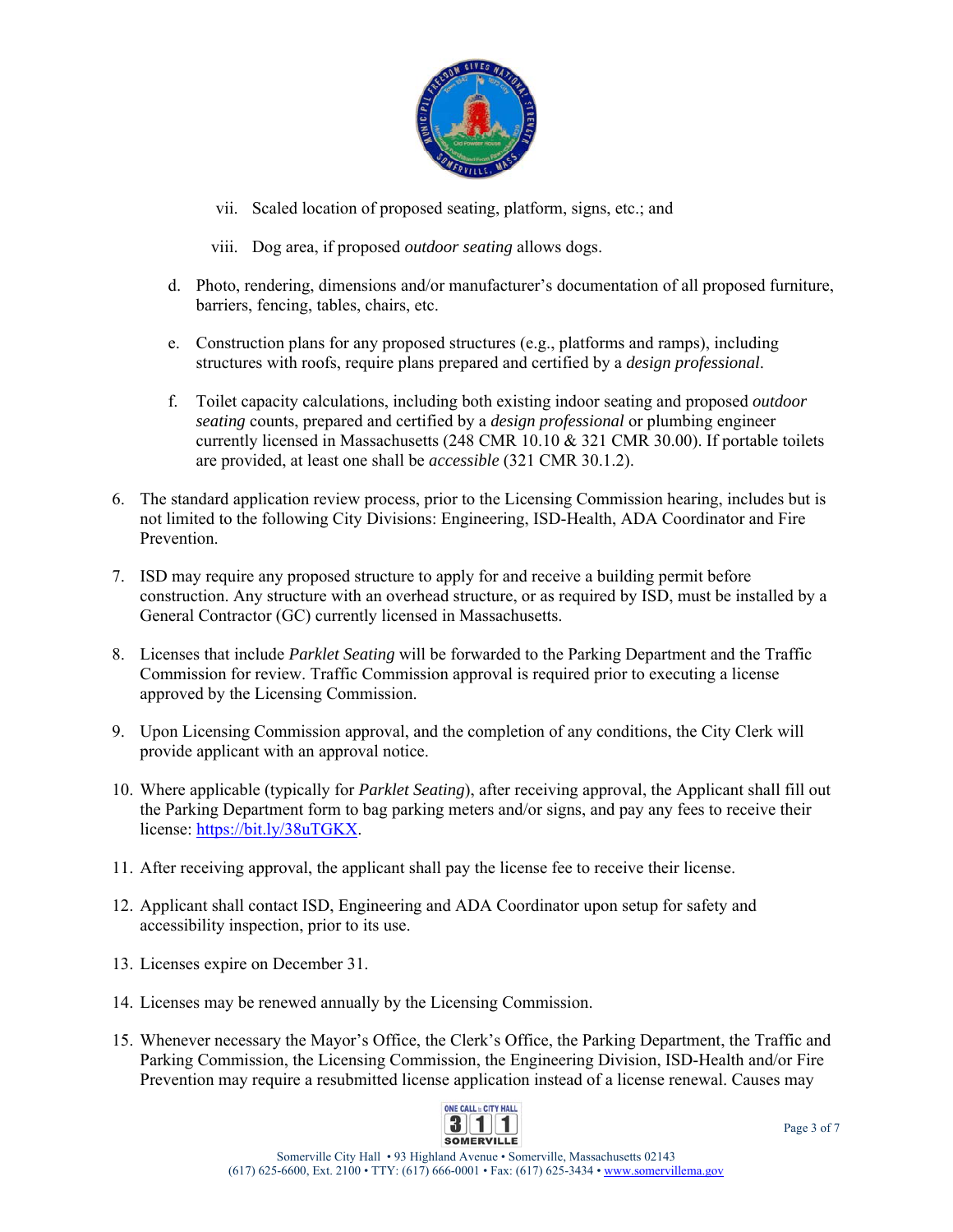vii. Scaled location of proposed seating, platform, signs, etc.; and

   viii. Dog area, if proposed *outdoor seating* allows dogs.

   d. Photo, rendering, dimensions and/or manufacturer's documentation of all proposed furniture, barriers, fencing, tables, chairs, etc.

   e. Construction plans for any proposed structures (e.g., platforms and ramps), including structures with roofs, require plans prepared and certified by a *design professional*.

   f. Toilet capacity calculations, including both existing indoor seating and proposed *outdoor seating* counts, prepared and certified by a *design professional* or plumbing engineer currently licensed in Massachusetts (248 CMR 10.10 & 321 CMR 30.00). If portable toilets are provided, at least one shall be *accessible* (321 CMR 30.1.2).

6. The standard application review process, prior to the Licensing Commission hearing, includes but is not limited to the following City Divisions: Engineering, ISD-Health, ADA Coordinator and Fire Prevention.

7. ISD may require any proposed structure to apply for and receive a building permit before construction. Any structure with an overhead structure, or as required by ISD, must be installed by a General Contractor (GC) currently licensed in Massachusetts.

8. Licenses that include *Parklet Seating* will be forwarded to the Parking Department and the Traffic Commission for review. Traffic Commission approval is required prior to executing a license approved by the Licensing Commission.

9. Upon Licensing Commission approval, and the completion of any conditions, the City Clerk will provide applicant with an approval notice.

10. Where applicable (typically for *Parklet Seating*), after receiving approval, the Applicant shall fill out the Parking Department form to bag parking meters and/or signs, and pay any fees to receive their license: [https://bit.ly/38uTGKX](https://bit.ly/38uTGKX).

11. After receiving approval, the applicant shall pay the license fee to receive their license.

12. Applicant shall contact ISD, Engineering and ADA Coordinator upon setup for safety and accessibility inspection, prior to its use.

13. Licenses expire on December 31.

14. Licenses may be renewed annually by the Licensing Commission.

15. Whenever necessary the Mayor's Office, the Clerk's Office, the Parking Department, the Traffic and Parking Commission, the Licensing Commission, the Engineering Division, ISD-Health and/or Fire Prevention may require a resubmitted license application instead of a license renewal. Causes may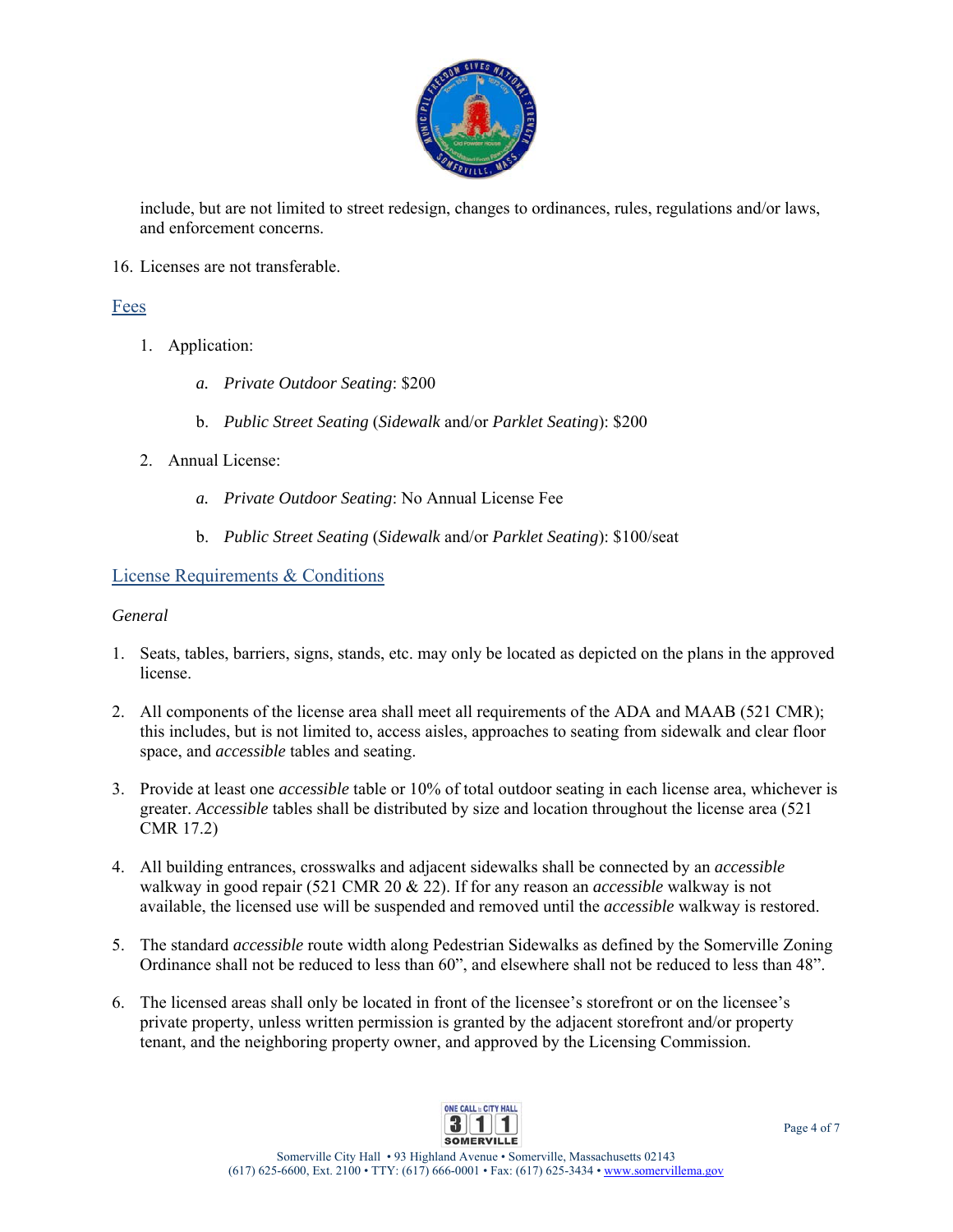include, but are not limited to street redesign, changes to ordinances, rules, regulations and/or laws, and enforcement concerns.

16. Licenses are not transferable.

## Fees

1. Application:

    a. *Private Outdoor Seating*: $200

    b. *Public Street Seating* (*Sidewalk* and/or *Parklet Seating*): $200

2. Annual License:

    a. *Private Outdoor Seating*: No Annual License Fee

    b. *Public Street Seating* (*Sidewalk* and/or *Parklet Seating*): $100/seat

## License Requirements & Conditions

*General*

1. Seats, tables, barriers, signs, stands, etc. may only be located as depicted on the plans in the approved license.

2. All components of the license area shall meet all requirements of the ADA and MAAB (521 CMR); this includes, but is not limited to, access aisles, approaches to seating from sidewalk and clear floor space, and *accessible* tables and seating.

3. Provide at least one *accessible* table or 10% of total outdoor seating in each license area, whichever is greater. *Accessible* tables shall be distributed by size and location throughout the license area (521 CMR 17.2)

4. All building entrances, crosswalks and adjacent sidewalks shall be connected by an *accessible* walkway in good repair (521 CMR 20 & 22). If for any reason an *accessible* walkway is not available, the licensed use will be suspended and removed until the *accessible* walkway is restored.

5. The standard *accessible* route width along Pedestrian Sidewalks as defined by the Somerville Zoning Ordinance shall not be reduced to less than 60", and elsewhere shall not be reduced to less than 48".

6. The licensed areas shall only be located in front of the licensee's storefront or on the licensee's private property, unless written permission is granted by the adjacent storefront and/or property tenant, and the neighboring property owner, and approved by the Licensing Commission.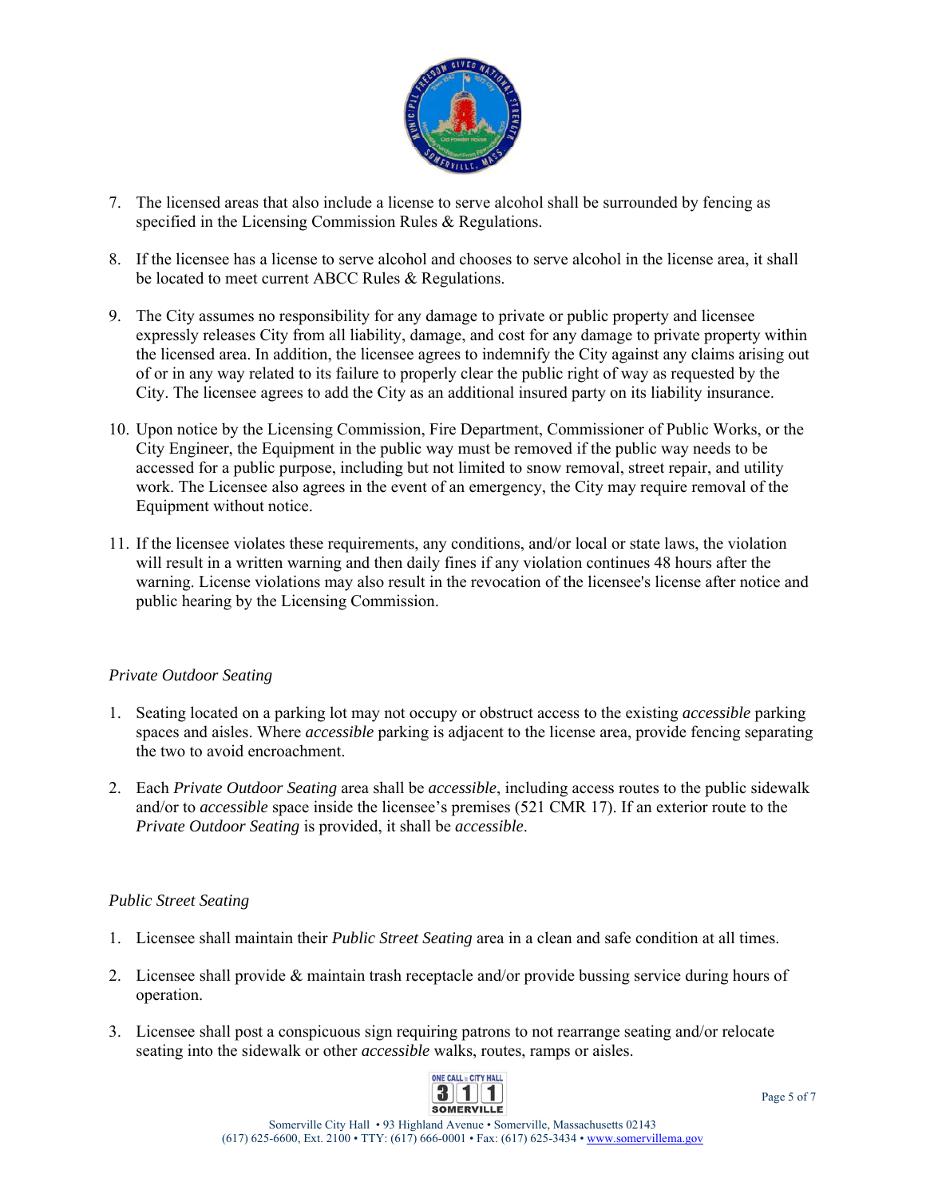7. The licensed areas that also include a license to serve alcohol shall be surrounded by fencing as specified in the Licensing Commission Rules & Regulations.

8. If the licensee has a license to serve alcohol and chooses to serve alcohol in the license area, it shall be located to meet current ABCC Rules & Regulations.

9. The City assumes no responsibility for any damage to private or public property and licensee expressly releases City from all liability, damage, and cost for any damage to private property within the licensed area. In addition, the licensee agrees to indemnify the City against any claims arising out of or in any way related to its failure to properly clear the public right of way as requested by the City. The licensee agrees to add the City as an additional insured party on its liability insurance.

10. Upon notice by the Licensing Commission, Fire Department, Commissioner of Public Works, or the City Engineer, the Equipment in the public way must be removed if the public way needs to be accessed for a public purpose, including but not limited to snow removal, street repair, and utility work. The Licensee also agrees in the event of an emergency, the City may require removal of the Equipment without notice.

11. If the licensee violates these requirements, any conditions, and/or local or state laws, the violation will result in a written warning and then daily fines if any violation continues 48 hours after the warning. License violations may also result in the revocation of the licensee's license after notice and public hearing by the Licensing Commission.

*Private Outdoor Seating*

1. Seating located on a parking lot may not occupy or obstruct access to the existing *accessible* parking spaces and aisles. Where *accessible* parking is adjacent to the license area, provide fencing separating the two to avoid encroachment.

2. Each *Private Outdoor Seating* area shall be *accessible*, including access routes to the public sidewalk and/or to *accessible* space inside the licensee's premises (521 CMR 17). If an exterior route to the *Private Outdoor Seating* is provided, it shall be *accessible*.

*Public Street Seating*

1. Licensee shall maintain their *Public Street Seating* area in a clean and safe condition at all times.

2. Licensee shall provide & maintain trash receptacle and/or provide bussing service during hours of operation.

3. Licensee shall post a conspicuous sign requiring patrons to not rearrange seating and/or relocate seating into the sidewalk or other *accessible* walks, routes, ramps or aisles.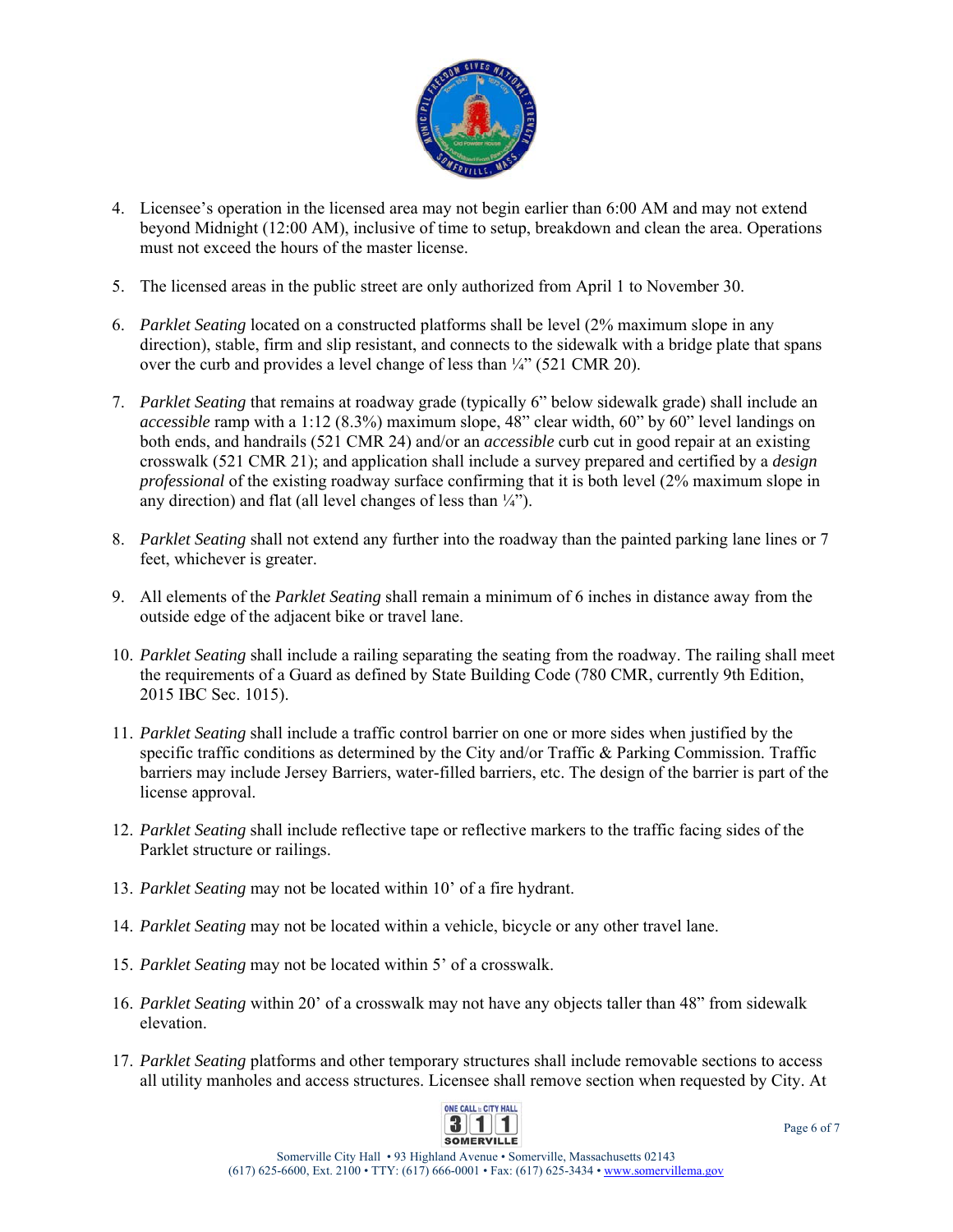4. Licensee's operation in the licensed area may not begin earlier than 6:00 AM and may not extend beyond Midnight (12:00 AM), inclusive of time to setup, breakdown and clean the area. Operations must not exceed the hours of the master license.

5. The licensed areas in the public street are only authorized from April 1 to November 30.

6. *Parklet Seating* located on a constructed platforms shall be level (2% maximum slope in any direction), stable, firm and slip resistant, and connects to the sidewalk with a bridge plate that spans over the curb and provides a level change of less than ¼" (521 CMR 20).

7. *Parklet Seating* that remains at roadway grade (typically 6" below sidewalk grade) shall include an *accessible* ramp with a 1:12 (8.3%) maximum slope, 48" clear width, 60" by 60" level landings on both ends, and handrails (521 CMR 24) and/or an *accessible* curb cut in good repair at an existing crosswalk (521 CMR 21); and application shall include a survey prepared and certified by a *design professional* of the existing roadway surface confirming that it is both level (2% maximum slope in any direction) and flat (all level changes of less than ¼").

8. *Parklet Seating* shall not extend any further into the roadway than the painted parking lane lines or 7 feet, whichever is greater.

9. All elements of the *Parklet Seating* shall remain a minimum of 6 inches in distance away from the outside edge of the adjacent bike or travel lane.

10. *Parklet Seating* shall include a railing separating the seating from the roadway. The railing shall meet the requirements of a Guard as defined by State Building Code (780 CMR, currently 9th Edition, 2015 IBC Sec. 1015).

11. *Parklet Seating* shall include a traffic control barrier on one or more sides when justified by the specific traffic conditions as determined by the City and/or Traffic & Parking Commission. Traffic barriers may include Jersey Barriers, water-filled barriers, etc. The design of the barrier is part of the license approval.

12. *Parklet Seating* shall include reflective tape or reflective markers to the traffic facing sides of the Parklet structure or railings.

13. *Parklet Seating* may not be located within 10' of a fire hydrant.

14. *Parklet Seating* may not be located within a vehicle, bicycle or any other travel lane.

15. *Parklet Seating* may not be located within 5' of a crosswalk.

16. *Parklet Seating* within 20' of a crosswalk may not have any objects taller than 48" from sidewalk elevation.

17. *Parklet Seating* platforms and other temporary structures shall include removable sections to access all utility manholes and access structures. Licensee shall remove section when requested by City. At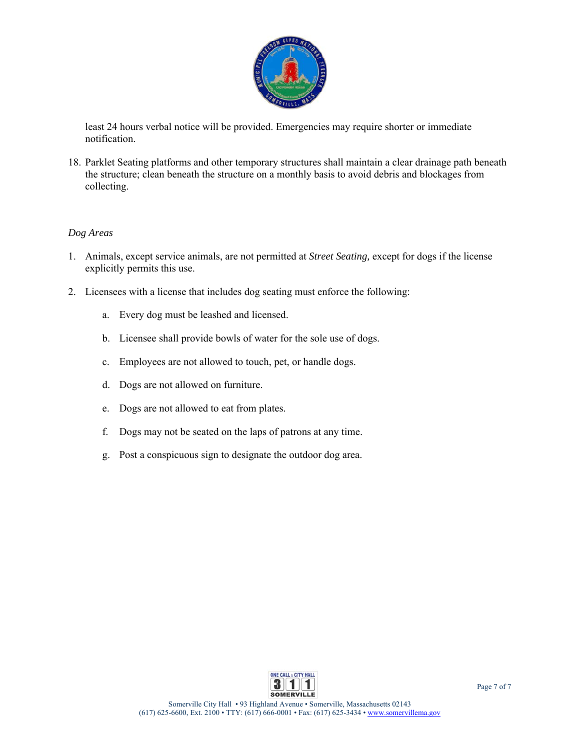least 24 hours verbal notice will be provided. Emergencies may require shorter or immediate notification.

18. Parklet Seating platforms and other temporary structures shall maintain a clear drainage path beneath the structure; clean beneath the structure on a monthly basis to avoid debris and blockages from collecting.

*Dog Areas*

1. Animals, except service animals, are not permitted at *Street Seating,* except for dogs if the license explicitly permits this use.

2. Licensees with a license that includes dog seating must enforce the following:

    a. Every dog must be leashed and licensed.

    b. Licensee shall provide bowls of water for the sole use of dogs.

    c. Employees are not allowed to touch, pet, or handle dogs.

    d. Dogs are not allowed on furniture.

    e. Dogs are not allowed to eat from plates.

    f. Dogs may not be seated on the laps of patrons at any time.

    g. Post a conspicuous sign to designate the outdoor dog area.